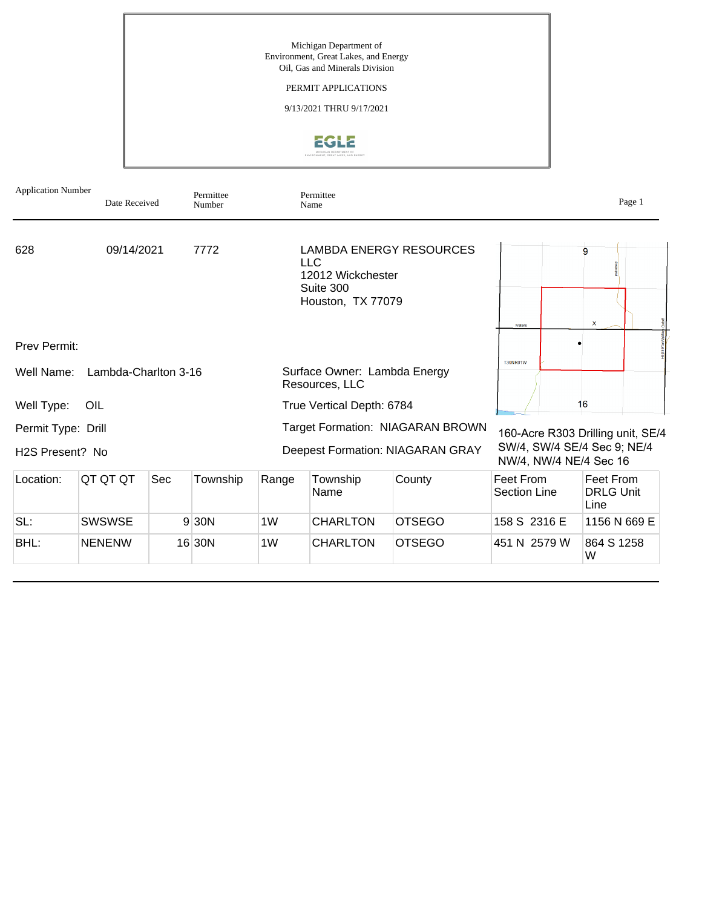Michigan Department of
Environment, Great Lakes, and Energy
Oil, Gas and Minerals Division

PERMIT APPLICATIONS

9/13/2021 THRU 9/17/2021

| Application Number | Date Received | Permittee Number | Permittee Name |
|---|---|---|---|
| 628 | 09/14/2021 | 7772 | LAMBDA ENERGY RESOURCES LLC<br>12012 Wickchester<br>Suite 300<br>Houston, TX 77079 |

Prev Permit:

Well Name: Lambda-Charlton 3-16

Surface Owner: Lambda Energy Resources, LLC

Well Type: OIL

True Vertical Depth: 6784

Permit Type: Drill

Target Formation: NIAGARAN BROWN

H2S Present? No

Deepest Formation: NIAGARAN GRAY

9

16

T30NR01W

160-Acre R303 Drilling unit, SE/4 SW/4, SW/4 SE/4 Sec 9; NE/4 NW/4, NW/4 NE/4 Sec 16

| Location: | QT QT QT | Sec | Township | Range | Township Name | County | Feet From Section Line | Feet From DRLG Unit Line |
|---|---|---|---|---|---|---|---|---|
| SL: | SWSWSE | 9 | 30N | 1W | CHARLTON | OTSEGO | 158 S 2316 E | 1156 N 669 E |
| BHL: | NENENW | 16 | 30N | 1W | CHARLTON | OTSEGO | 451 N 2579 W | 864 S 1258 W |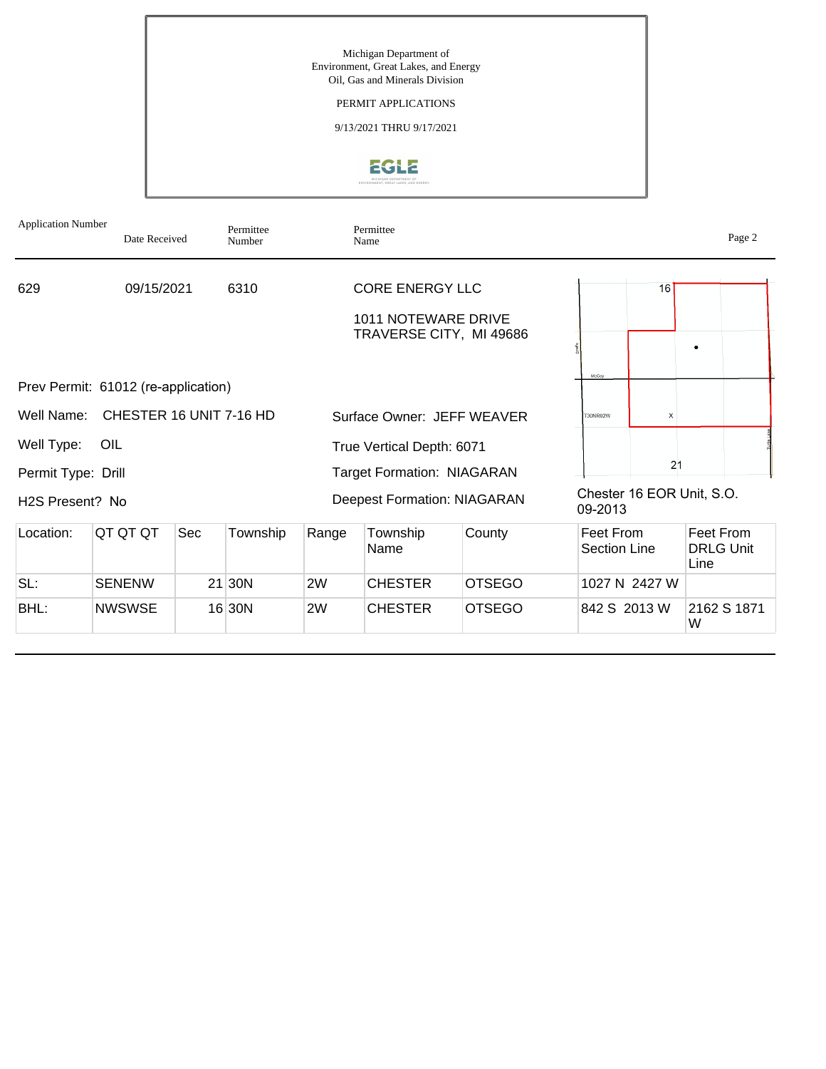Michigan Department of
Environment, Great Lakes, and Energy
Oil, Gas and Minerals Division

PERMIT APPLICATIONS

9/13/2021 THRU 9/17/2021

| Application Number | Date Received | Permittee Number | Permittee Name |
|---|---|---|---|
| 629 | 09/15/2021 | 6310 | CORE ENERGY LLC |

1011 NOTEWARE DRIVE
TRAVERSE CITY, MI 49686

Prev Permit: 61012 (re-application)

Well Name: CHESTER 16 UNIT 7-16 HD

Well Type: OIL

Permit Type: Drill

H2S Present? No

Surface Owner: JEFF WEAVER

True Vertical Depth: 6071

Target Formation: NIAGARAN

Deepest Formation: NIAGARAN

Chester 16 EOR Unit, S.O. 09-2013

| Location: | QT QT QT | Sec | Township | Range | Township Name | County | Feet From Section Line | Feet From DRLG Unit Line |
|---|---|---|---|---|---|---|---|---|
| SL: | SENENW | 21 | 30N | 2W | CHESTER | OTSEGO | 1027 N 2427 W | |
| BHL: | NWSWSE | 16 | 30N | 2W | CHESTER | OTSEGO | 842 S 2013 W | 2162 S 1871 W |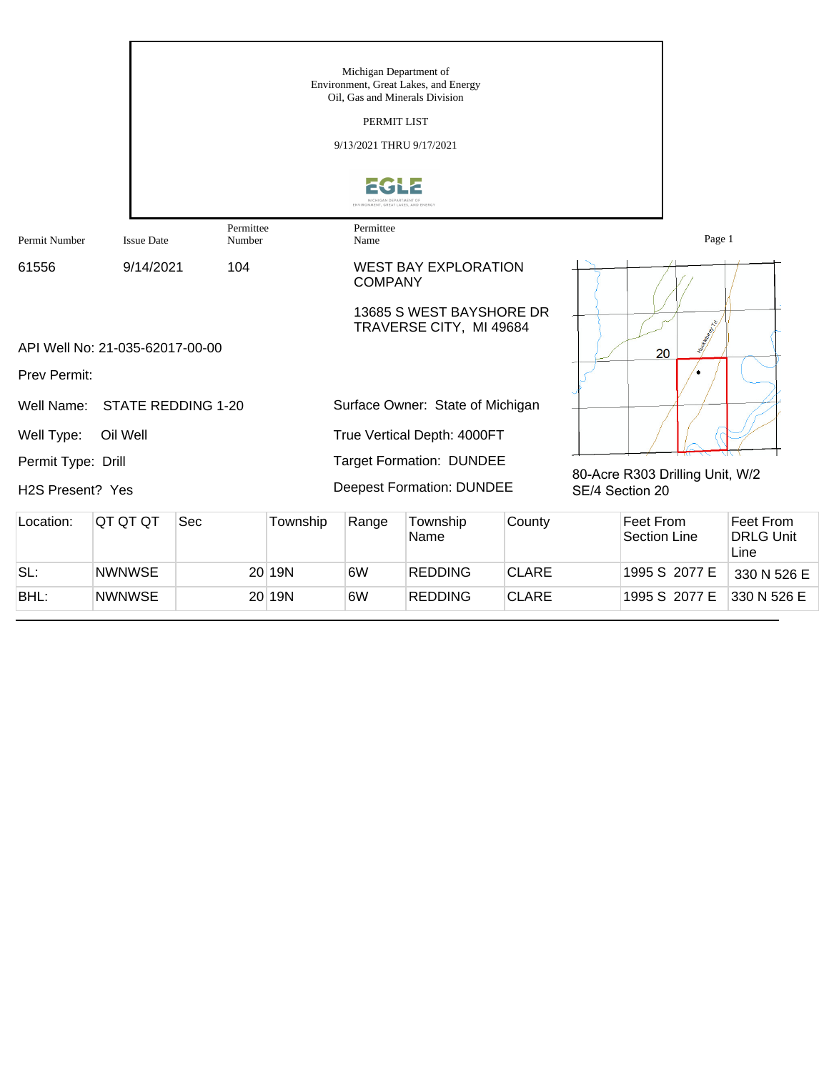Michigan Department of
Environment, Great Lakes, and Energy
Oil, Gas and Minerals Division

PERMIT LIST

9/13/2021 THRU 9/17/2021

| Permit Number | Issue Date | Permittee Number | Permittee Name |
|---|---|---|---|
| 61556 | 9/14/2021 | 104 | WEST BAY EXPLORATION COMPANY<br>13685 S WEST BAYSHORE DR<br>TRAVERSE CITY, MI 49684 |

API Well No: 21-035-62017-00-00

Prev Permit:

Well Name: STATE REDDING 1-20

Well Type: Oil Well

Permit Type: Drill

H2S Present? Yes

Surface Owner: State of Michigan

True Vertical Depth: 4000FT

Target Formation: DUNDEE

Deepest Formation: DUNDEE

20

80-Acre R303 Drilling Unit, W/2 SE/4 Section 20

| Location: | QT QT QT | Sec | Township | Range | Township Name | County | Feet From Section Line | Feet From DRLG Unit Line |
|---|---|---|---|---|---|---|---|---|
| SL: | NWNWSE | 20 | 19N | 6W | REDDING | CLARE | 1995 S 2077 E | 330 N 526 E |
| BHL: | NWNWSE | 20 | 19N | 6W | REDDING | CLARE | 1995 S 2077 E | 330 N 526 E |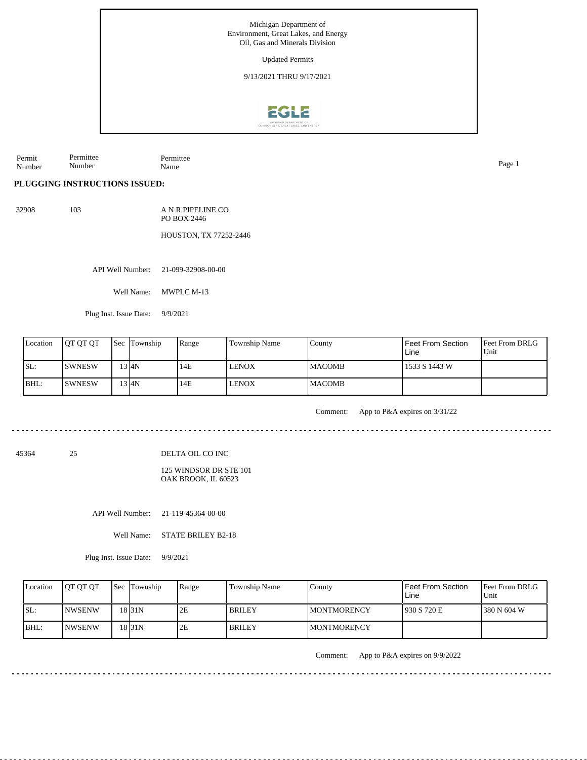Michigan Department of
Environment, Great Lakes, and Energy
Oil, Gas and Minerals Division

Updated Permits

9/13/2021 THRU 9/17/2021

| Permit Number | Permittee Number | Permittee Name |
|---|---|---|

**PLUGGING INSTRUCTIONS ISSUED:**

32908 | 103 | A N R PIPELINE CO
PO BOX 2446
HOUSTON, TX 77252-2446

API Well Number: 21-099-32908-00-00

Well Name: MWPLC M-13

Plug Inst. Issue Date: 9/9/2021

| Location | QT QT QT | Sec | Township | Range | Township Name | County | Feet From Section Line | Feet From DRLG Unit |
|---|---|---|---|---|---|---|---|---|
| SL: | SWNESW | 13 | 4N | 14E | LENOX | MACOMB | 1533 S 1443 W | |
| BHL: | SWNESW | 13 | 4N | 14E | LENOX | MACOMB | | |

Comment: App to P&A expires on 3/31/22

---

45364 | 25 | DELTA OIL CO INC
125 WINDSOR DR STE 101
OAK BROOK, IL 60523

API Well Number: 21-119-45364-00-00

Well Name: STATE BRILEY B2-18

Plug Inst. Issue Date: 9/9/2021

| Location | QT QT QT | Sec | Township | Range | Township Name | County | Feet From Section Line | Feet From DRLG Unit |
|---|---|---|---|---|---|---|---|---|
| SL: | NWSENW | 18 | 31N | 2E | BRILEY | MONTMORENCY | 930 S 720 E | 380 N 604 W |
| BHL: | NWSENW | 18 | 31N | 2E | BRILEY | MONTMORENCY | | |

Comment: App to P&A expires on 9/9/2022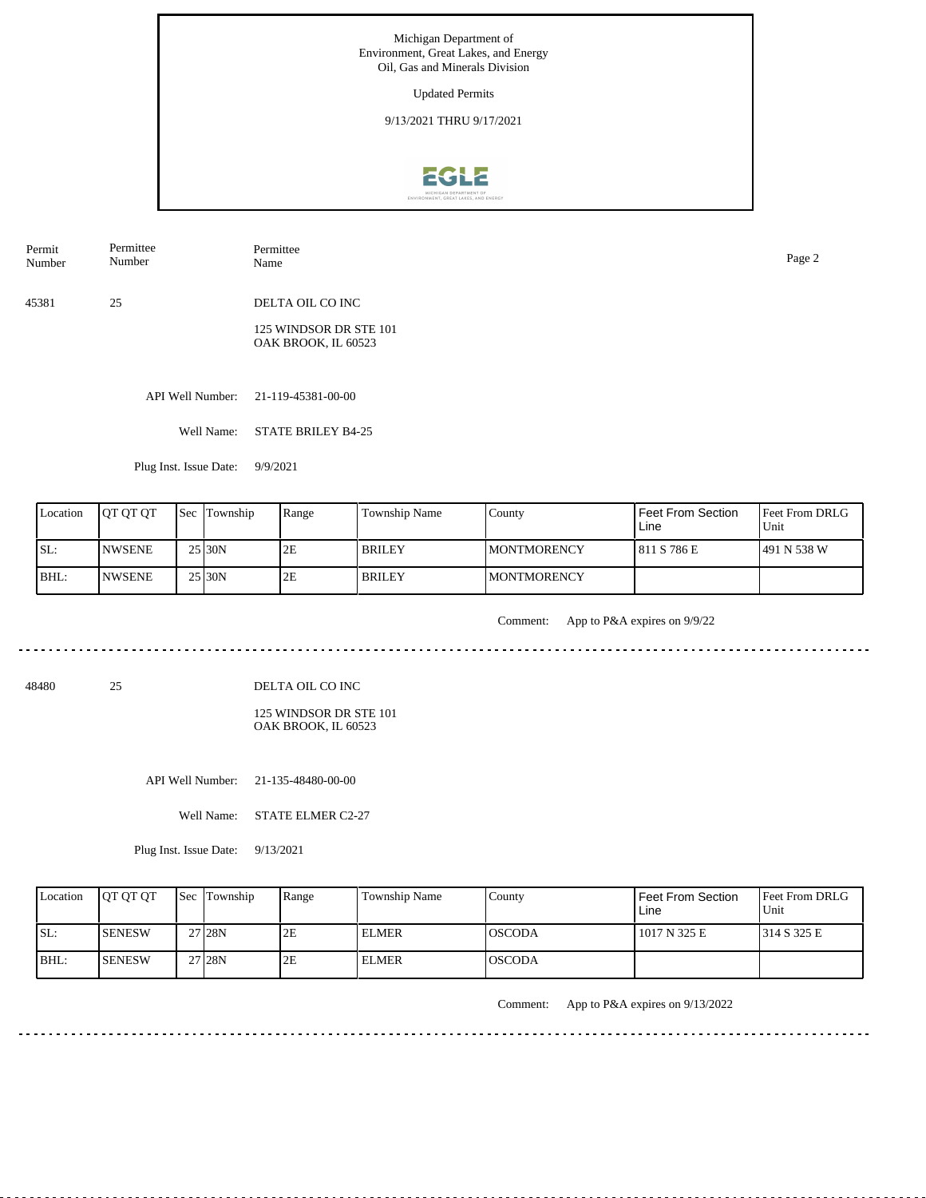Michigan Department of Environment, Great Lakes, and Energy
Oil, Gas and Minerals Division

Updated Permits

9/13/2021 THRU 9/17/2021

| Permit Number | Permittee Number | Permittee Name |
|---|---|---|
| 45381 | 25 | DELTA OIL CO INC<br>125 WINDSOR DR STE 101<br>OAK BROOK, IL 60523 |

API Well Number: 21-119-45381-00-00

Well Name: STATE BRILEY B4-25

Plug Inst. Issue Date: 9/9/2021

| Location | QT QT QT | Sec | Township | Range | Township Name | County | Feet From Section Line | Feet From DRLG Unit |
|---|---|---|---|---|---|---|---|---|
| SL: | NWSENE | 25 | 30N | 2E | BRILEY | MONTMORENCY | 811 S 786 E | 491 N 538 W |
| BHL: | NWSENE | 25 | 30N | 2E | BRILEY | MONTMORENCY | | |

Comment: App to P&A expires on 9/9/22

---

| Permit Number | Permittee Number | Permittee Name |
|---|---|---|
| 48480 | 25 | DELTA OIL CO INC<br>125 WINDSOR DR STE 101<br>OAK BROOK, IL 60523 |

API Well Number: 21-135-48480-00-00

Well Name: STATE ELMER C2-27

Plug Inst. Issue Date: 9/13/2021

| Location | QT QT QT | Sec | Township | Range | Township Name | County | Feet From Section Line | Feet From DRLG Unit |
|---|---|---|---|---|---|---|---|---|
| SL: | SENESW | 27 | 28N | 2E | ELMER | OSCODA | 1017 N 325 E | 314 S 325 E |
| BHL: | SENESW | 27 | 28N | 2E | ELMER | OSCODA | | |

Comment: App to P&A expires on 9/13/2022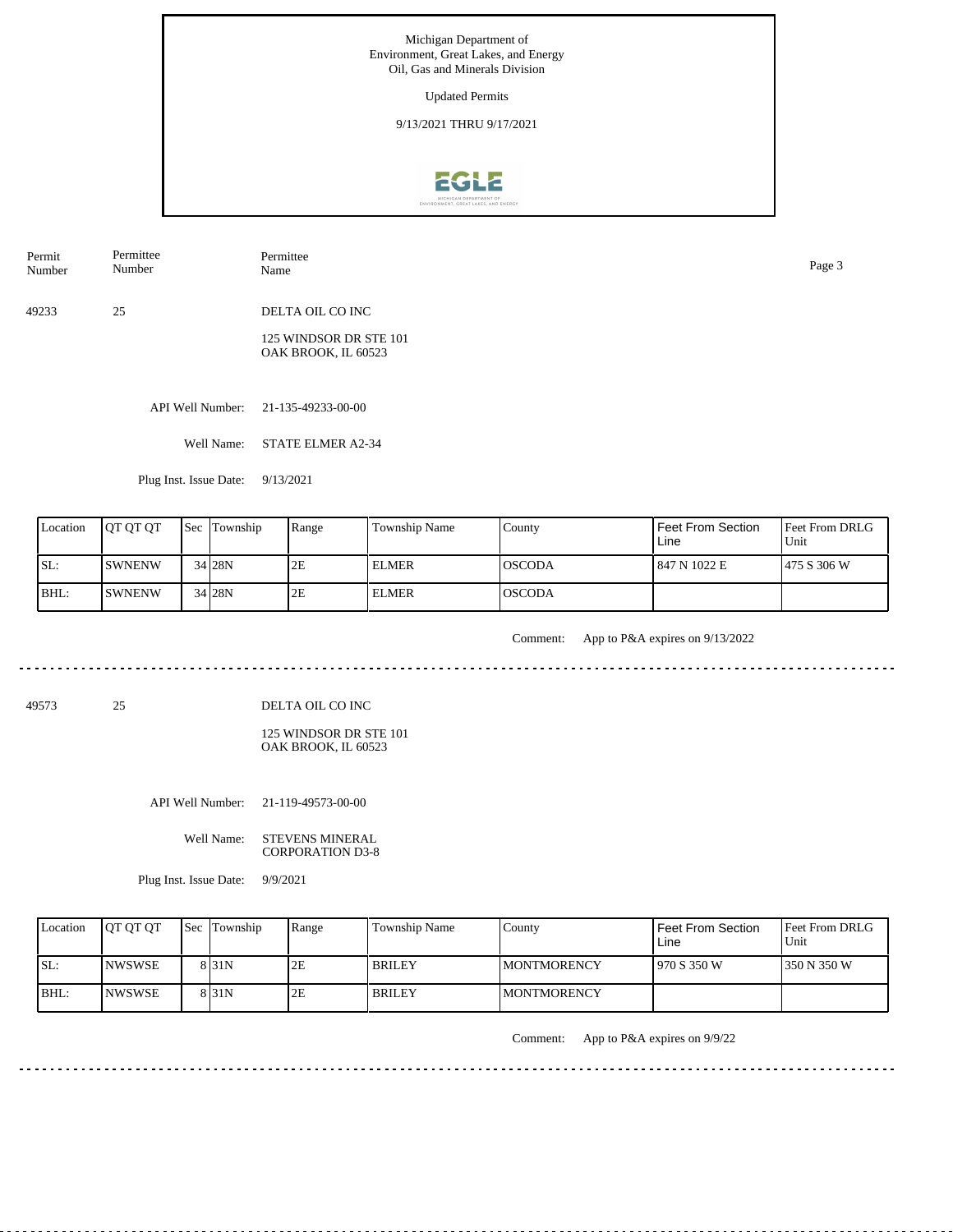Michigan Department of Environment, Great Lakes, and Energy
Oil, Gas and Minerals Division

Updated Permits

9/13/2021 THRU 9/17/2021

| Permit Number | Permittee Number | Permittee Name |
|---|---|---|
| 49233 | 25 | DELTA OIL CO INC<br>125 WINDSOR DR STE 101<br>OAK BROOK, IL 60523 |

API Well Number: 21-135-49233-00-00

Well Name: STATE ELMER A2-34

Plug Inst. Issue Date: 9/13/2021

| Location | QT QT QT | Sec | Township | Range | Township Name | County | Feet From Section Line | Feet From DRLG Unit |
|---|---|---|---|---|---|---|---|---|
| SL: | SWNENW | 34 | 28N | 2E | ELMER | OSCODA | 847 N 1022 E | 475 S 306 W |
| BHL: | SWNENW | 34 | 28N | 2E | ELMER | OSCODA | | |

Comment: App to P&A expires on 9/13/2022

---

| Permit Number | Permittee Number | Permittee Name |
|---|---|---|
| 49573 | 25 | DELTA OIL CO INC<br>125 WINDSOR DR STE 101<br>OAK BROOK, IL 60523 |

API Well Number: 21-119-49573-00-00

Well Name: STEVENS MINERAL CORPORATION D3-8

Plug Inst. Issue Date: 9/9/2021

| Location | QT QT QT | Sec | Township | Range | Township Name | County | Feet From Section Line | Feet From DRLG Unit |
|---|---|---|---|---|---|---|---|---|
| SL: | NWSWSE | 8 | 31N | 2E | BRILEY | MONTMORENCY | 970 S 350 W | 350 N 350 W |
| BHL: | NWSWSE | 8 | 31N | 2E | BRILEY | MONTMORENCY | | |

Comment: App to P&A expires on 9/9/22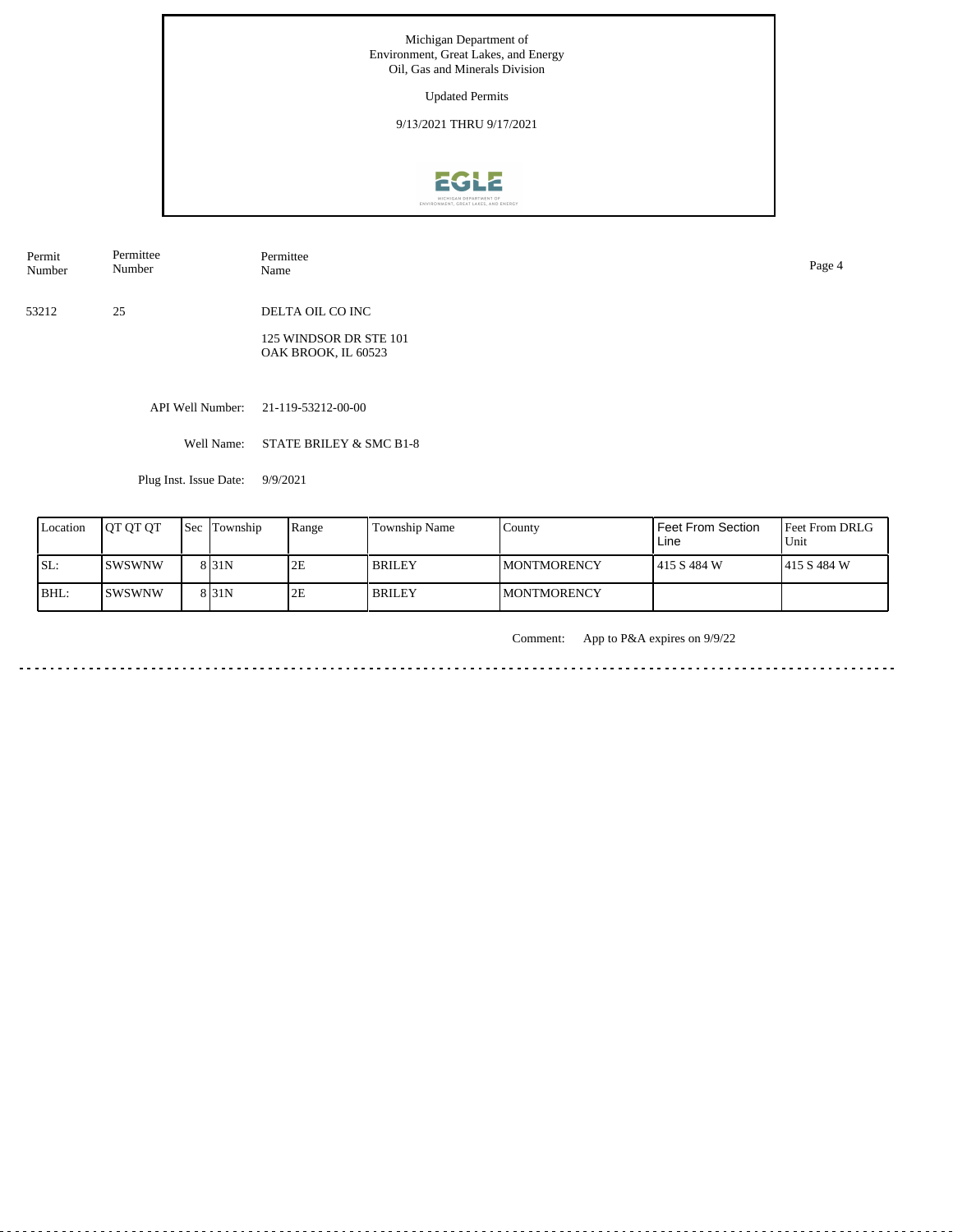Michigan Department of
Environment, Great Lakes, and Energy
Oil, Gas and Minerals Division

Updated Permits

9/13/2021 THRU 9/17/2021

| Permit Number | Permittee Number | Permittee Name |
|---|---|---|
| 53212 | 25 | DELTA OIL CO INC<br>125 WINDSOR DR STE 101<br>OAK BROOK, IL 60523 |

API Well Number: 21-119-53212-00-00

Well Name: STATE BRILEY & SMC B1-8

Plug Inst. Issue Date: 9/9/2021

| Location | QT QT QT | Sec | Township | Range | Township Name | County | Feet From Section Line | Feet From DRLG Unit |
|---|---|---|---|---|---|---|---|---|
| SL: | SWSWNW | 8 | 31N | 2E | BRILEY | MONTMORENCY | 415 S 484 W | 415 S 484 W |
| BHL: | SWSWNW | 8 | 31N | 2E | BRILEY | MONTMORENCY | | |

Comment: App to P&A expires on 9/9/22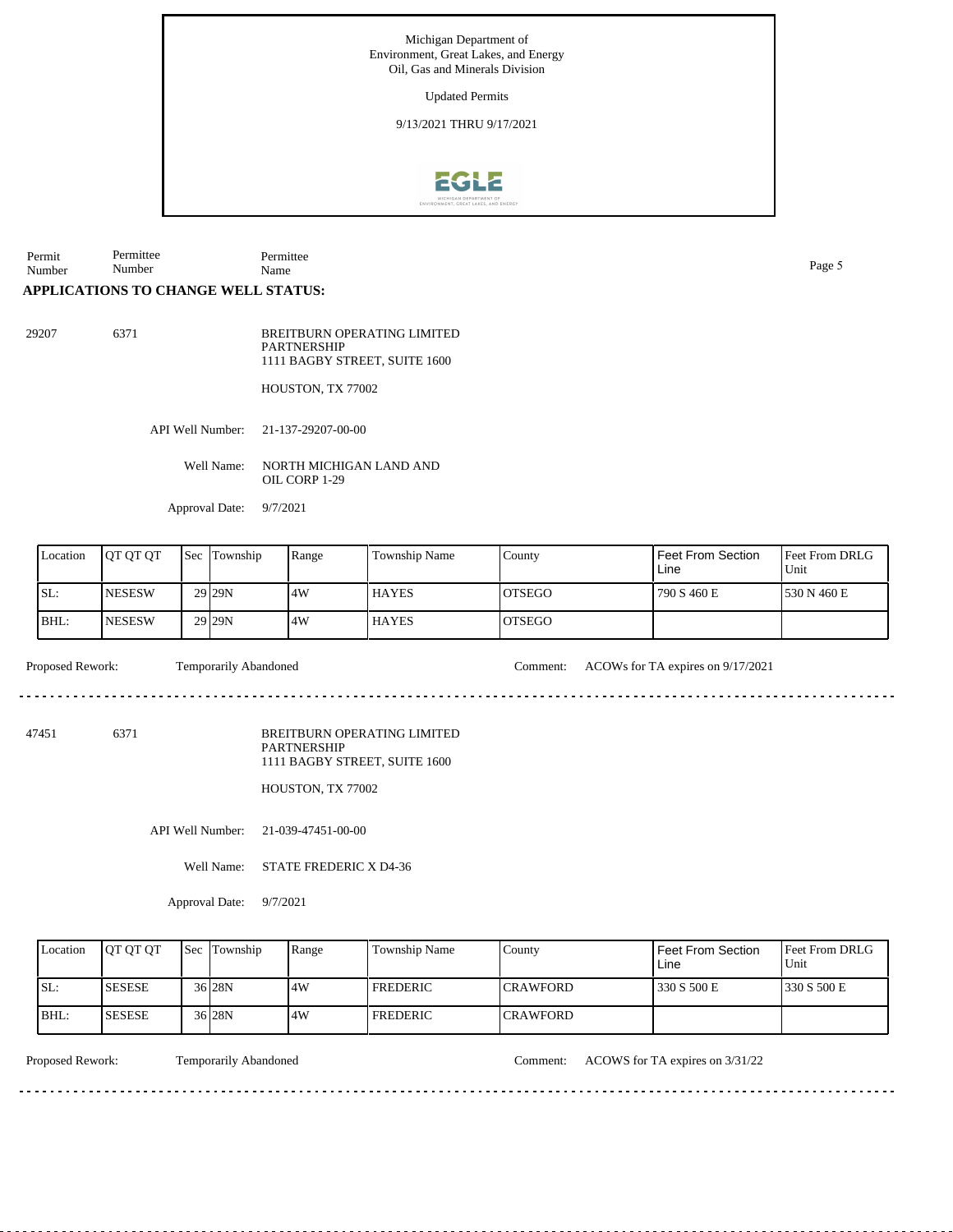Michigan Department of Environment, Great Lakes, and Energy
Oil, Gas and Minerals Division

Updated Permits

9/13/2021 THRU 9/17/2021

Permit Number | Permittee Number | Permittee Name

**APPLICATIONS TO CHANGE WELL STATUS:**

29207 6371 BREITBURN OPERATING LIMITED PARTNERSHIP
1111 BAGBY STREET, SUITE 1600

HOUSTON, TX 77002

API Well Number: 21-137-29207-00-00

Well Name: NORTH MICHIGAN LAND AND OIL CORP 1-29

Approval Date: 9/7/2021

| Location | QT QT QT | Sec | Township | Range | Township Name | County | Feet From Section Line | Feet From DRLG Unit |
|---|---|---|---|---|---|---|---|---|
| SL: | NESESW | 29 | 29N | 4W | HAYES | OTSEGO | 790 S 460 E | 530 N 460 E |
| BHL: | NESESW | 29 | 29N | 4W | HAYES | OTSEGO | | |

Proposed Rework: Temporarily Abandoned    Comment: ACOWs for TA expires on 9/17/2021

---

47451 6371 BREITBURN OPERATING LIMITED PARTNERSHIP
1111 BAGBY STREET, SUITE 1600

HOUSTON, TX 77002

API Well Number: 21-039-47451-00-00

Well Name: STATE FREDERIC X D4-36

Approval Date: 9/7/2021

| Location | QT QT QT | Sec | Township | Range | Township Name | County | Feet From Section Line | Feet From DRLG Unit |
|---|---|---|---|---|---|---|---|---|
| SL: | SESESE | 36 | 28N | 4W | FREDERIC | CRAWFORD | 330 S 500 E | 330 S 500 E |
| BHL: | SESESE | 36 | 28N | 4W | FREDERIC | CRAWFORD | | |

Proposed Rework: Temporarily Abandoned    Comment: ACOWS for TA expires on 3/31/22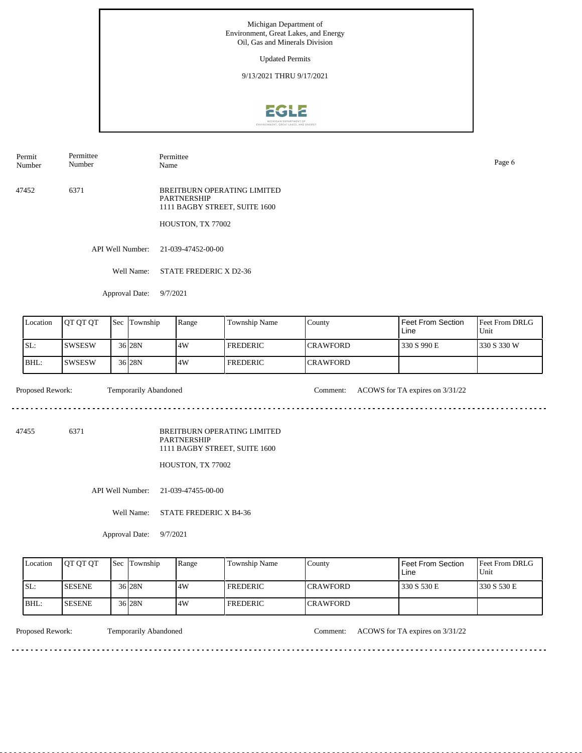Michigan Department of Environment, Great Lakes, and Energy
Oil, Gas and Minerals Division

Updated Permits

9/13/2021 THRU 9/17/2021

| Permit Number | Permittee Number | Permittee Name |
|---|---|---|

47452 6371 BREITBURN OPERATING LIMITED PARTNERSHIP
1111 BAGBY STREET, SUITE 1600

HOUSTON, TX 77002

API Well Number: 21-039-47452-00-00

Well Name: STATE FREDERIC X D2-36

Approval Date: 9/7/2021

| Location | QT QT QT | Sec | Township | Range | Township Name | County | Feet From Section Line | Feet From DRLG Unit |
|---|---|---|---|---|---|---|---|---|
| SL: | SWSESW | 36 | 28N | 4W | FREDERIC | CRAWFORD | 330 S 990 E | 330 S 330 W |
| BHL: | SWSESW | 36 | 28N | 4W | FREDERIC | CRAWFORD | | |

Proposed Rework: Temporarily Abandoned Comment: ACOWS for TA expires on 3/31/22

---

47455 6371 BREITBURN OPERATING LIMITED PARTNERSHIP
1111 BAGBY STREET, SUITE 1600

HOUSTON, TX 77002

API Well Number: 21-039-47455-00-00

Well Name: STATE FREDERIC X B4-36

Approval Date: 9/7/2021

| Location | QT QT QT | Sec | Township | Range | Township Name | County | Feet From Section Line | Feet From DRLG Unit |
|---|---|---|---|---|---|---|---|---|
| SL: | SESENE | 36 | 28N | 4W | FREDERIC | CRAWFORD | 330 S 530 E | 330 S 530 E |
| BHL: | SESENE | 36 | 28N | 4W | FREDERIC | CRAWFORD | | |

Proposed Rework: Temporarily Abandoned Comment: ACOWS for TA expires on 3/31/22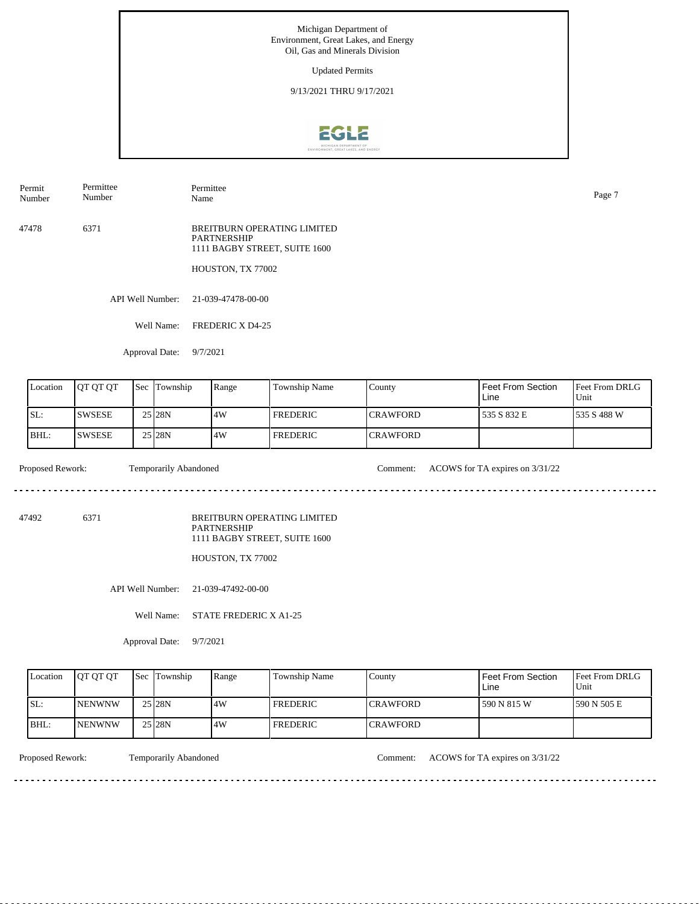Michigan Department of
Environment, Great Lakes, and Energy
Oil, Gas and Minerals Division

Updated Permits

9/13/2021 THRU 9/17/2021

| Permit Number | Permittee Number | Permittee Name |
|---|---|---|
| 47478 | 6371 | BREITBURN OPERATING LIMITED PARTNERSHIP<br>1111 BAGBY STREET, SUITE 1600<br>HOUSTON, TX 77002 |

API Well Number: 21-039-47478-00-00

Well Name: FREDERIC X D4-25

Approval Date: 9/7/2021

| Location | QT QT QT | Sec | Township | Range | Township Name | County | Feet From Section Line | Feet From DRLG Unit |
|---|---|---|---|---|---|---|---|---|
| SL: | SWSESE | 25 | 28N | 4W | FREDERIC | CRAWFORD | 535 S 832 E | 535 S 488 W |
| BHL: | SWSESE | 25 | 28N | 4W | FREDERIC | CRAWFORD | | |

Proposed Rework: Temporarily Abandoned

Comment: ACOWS for TA expires on 3/31/22

---

| Permit Number | Permittee Number | Permittee Name |
|---|---|---|
| 47492 | 6371 | BREITBURN OPERATING LIMITED PARTNERSHIP<br>1111 BAGBY STREET, SUITE 1600<br>HOUSTON, TX 77002 |

API Well Number: 21-039-47492-00-00

Well Name: STATE FREDERIC X A1-25

Approval Date: 9/7/2021

| Location | QT QT QT | Sec | Township | Range | Township Name | County | Feet From Section Line | Feet From DRLG Unit |
|---|---|---|---|---|---|---|---|---|
| SL: | NENWNW | 25 | 28N | 4W | FREDERIC | CRAWFORD | 590 N 815 W | 590 N 505 E |
| BHL: | NENWNW | 25 | 28N | 4W | FREDERIC | CRAWFORD | | |

Proposed Rework: Temporarily Abandoned

Comment: ACOWS for TA expires on 3/31/22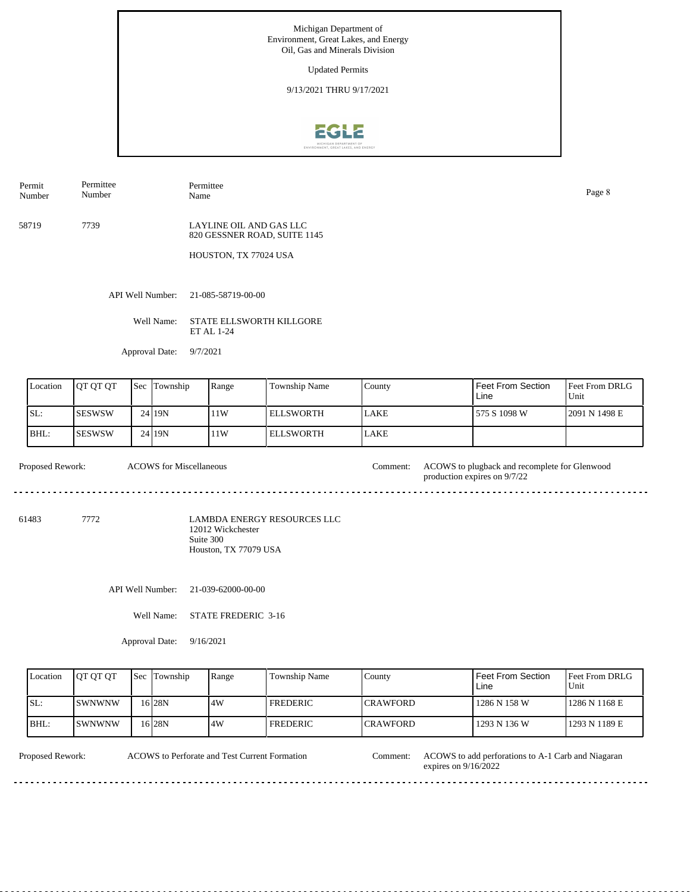Michigan Department of
Environment, Great Lakes, and Energy
Oil, Gas and Minerals Division

Updated Permits

9/13/2021 THRU 9/17/2021

| Permit Number | Permittee Number | Permittee Name |
|---|---|---|
| 58719 | 7739 | LAYLINE OIL AND GAS LLC<br>820 GESSNER ROAD, SUITE 1145<br>HOUSTON, TX 77024 USA |

API Well Number: 21-085-58719-00-00

Well Name: STATE ELLSWORTH KILLGORE ET AL 1-24

Approval Date: 9/7/2021

| Location | QT QT QT | Sec | Township | Range | Township Name | County | Feet From Section Line | Feet From DRLG Unit |
|---|---|---|---|---|---|---|---|---|
| SL: | SESWSW | 24 | 19N | 11W | ELLSWORTH | LAKE | 575 S 1098 W | 2091 N 1498 E |
| BHL: | SESWSW | 24 | 19N | 11W | ELLSWORTH | LAKE | | |

Proposed Rework: ACOWS for Miscellaneous

Comment: ACOWS to plugback and recomplete for Glenwood production expires on 9/7/22

---

| Permit Number | Permittee Number | Permittee Name |
|---|---|---|
| 61483 | 7772 | LAMBDA ENERGY RESOURCES LLC<br>12012 Wickchester<br>Suite 300<br>Houston, TX 77079 USA |

API Well Number: 21-039-62000-00-00

Well Name: STATE FREDERIC 3-16

Approval Date: 9/16/2021

| Location | QT QT QT | Sec | Township | Range | Township Name | County | Feet From Section Line | Feet From DRLG Unit |
|---|---|---|---|---|---|---|---|---|
| SL: | SWNWNW | 16 | 28N | 4W | FREDERIC | CRAWFORD | 1286 N 158 W | 1286 N 1168 E |
| BHL: | SWNWNW | 16 | 28N | 4W | FREDERIC | CRAWFORD | 1293 N 136 W | 1293 N 1189 E |

Proposed Rework: ACOWS to Perforate and Test Current Formation

Comment: ACOWS to add perforations to A-1 Carb and Niagaran expires on 9/16/2022